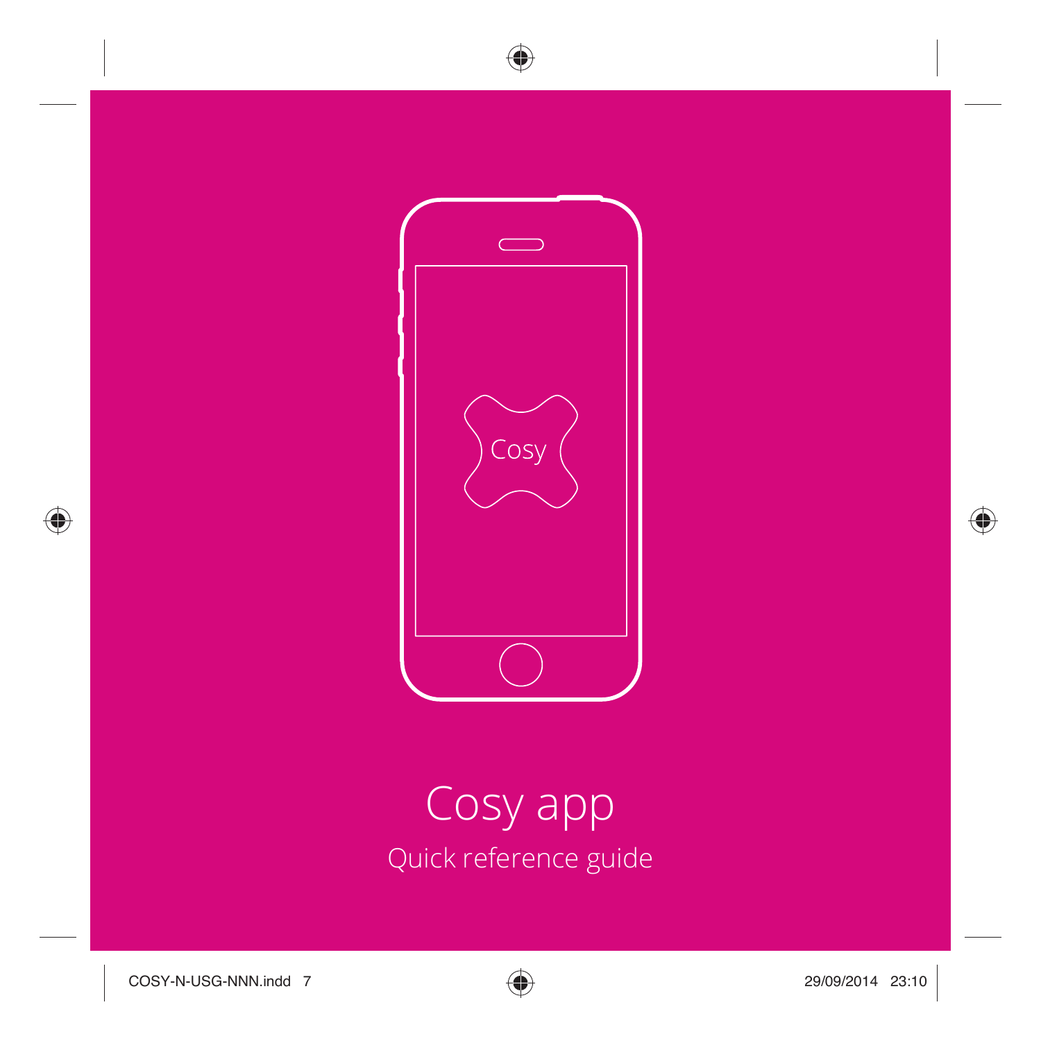# Cosy app

## Quick reference guide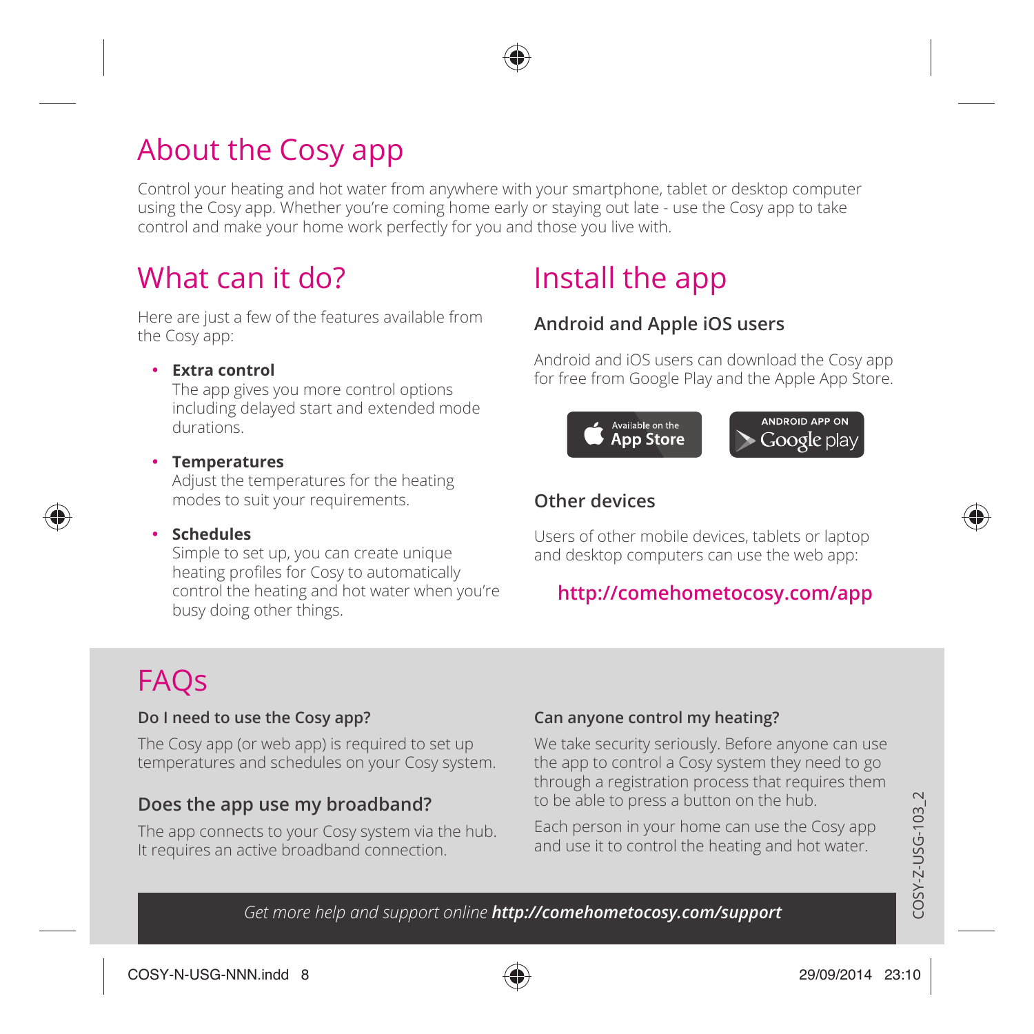# About the Cosy app

Control your heating and hot water from anywhere with your smartphone, tablet or desktop computer using the Cosy app. Whether you're coming home early or staying out late - use the Cosy app to take control and make your home work perfectly for you and those you live with.

## What can it do?

Here are just a few of the features available from the Cosy app:

- **Extra control**
  The app gives you more control options including delayed start and extended mode durations.
- **Temperatures**
  Adjust the temperatures for the heating modes to suit your requirements.
- **Schedules**
  Simple to set up, you can create unique heating profiles for Cosy to automatically control the heating and hot water when you're busy doing other things.

## Install the app

### Android and Apple iOS users

Android and iOS users can download the Cosy app for free from Google Play and the Apple App Store.

Available on the App Store

ANDROID APP ON Google play

### Other devices

Users of other mobile devices, tablets or laptop and desktop computers can use the web app:

**http://comehometocosy.com/app**

## FAQs

### Do I need to use the Cosy app?

The Cosy app (or web app) is required to set up temperatures and schedules on your Cosy system.

### Does the app use my broadband?

The app connects to your Cosy system via the hub. It requires an active broadband connection.

### Can anyone control my heating?

We take security seriously. Before anyone can use the app to control a Cosy system they need to go through a registration process that requires them to be able to press a button on the hub.

Each person in your home can use the Cosy app and use it to control the heating and hot water.

*Get more help and support online* ***http://comehometocosy.com/support***

COSY-Z-USG-103_2